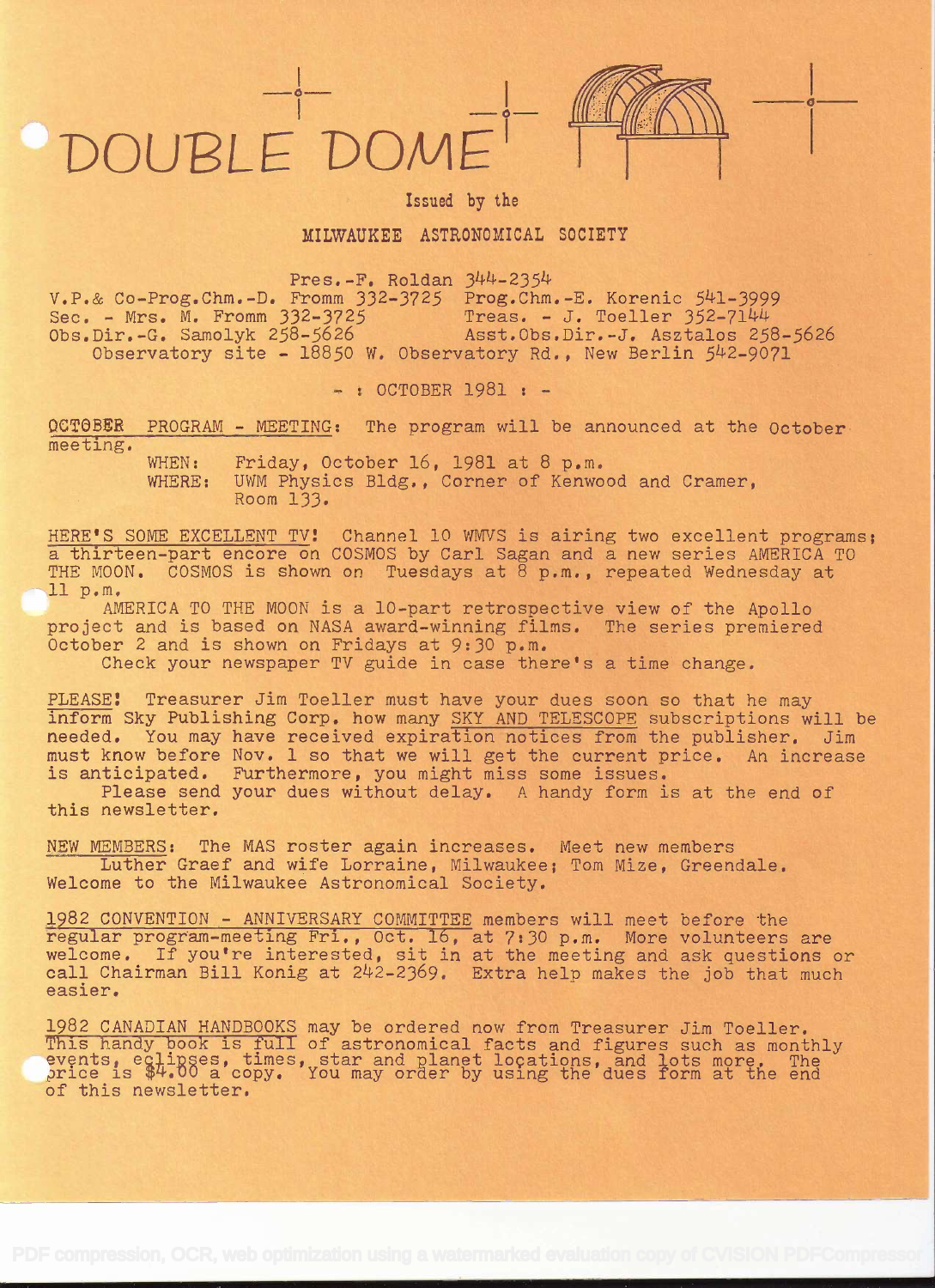# DOUBLE DOME

Issued by the

MILWAUKEE ASTRONOMICAL SOCIETY

Pres.-F. Roldan 344-2354
V.P.& Co-Prog.Chm.-D. Fromm 332-3725 Prog.Chm.-E. Korenic 541-3999
Sec. - Mrs. M. Fromm 332-3725 Treas. - J. Toeller 352-7144
Obs.Dir.-G. Samolyk 258-5626 Asst.Obs.Dir.-J. Asztalos 258-5626
Observatory site - 18850 W. Observatory Rd., New Berlin 542-9071

- : OCTOBER 1981 : -

OCTOBER PROGRAM - MEETING: The program will be announced at the October meeting.

WHEN: Friday, October 16, 1981 at 8 p.m.
WHERE: UWM Physics Bldg., Corner of Kenwood and Cramer, Room 133.

HERE'S SOME EXCELLENT TV! Channel 10 WMVS is airing two excellent programs; a thirteen-part encore on COSMOS by Carl Sagan and a new series AMERICA TO THE MOON. COSMOS is shown on Tuesdays at 8 p.m., repeated Wednesday at 11 p.m.

AMERICA TO THE MOON is a 10-part retrospective view of the Apollo project and is based on NASA award-winning films. The series premiered October 2 and is shown on Fridays at 9:30 p.m.

Check your newspaper TV guide in case there's a time change.

PLEASE! Treasurer Jim Toeller must have your dues soon so that he may inform Sky Publishing Corp. how many SKY AND TELESCOPE subscriptions will be needed. You may have received expiration notices from the publisher. Jim must know before Nov. 1 so that we will get the current price. An increase is anticipated. Furthermore, you might miss some issues.

Please send your dues without delay. A handy form is at the end of this newsletter.

NEW MEMBERS: The MAS roster again increases. Meet new members Luther Graef and wife Lorraine, Milwaukee; Tom Mize, Greendale. Welcome to the Milwaukee Astronomical Society.

1982 CONVENTION - ANNIVERSARY COMMITTEE members will meet before the regular program-meeting Fri., Oct. 16, at 7:30 p.m. More volunteers are welcome. If you're interested, sit in at the meeting and ask questions or call Chairman Bill Konig at 242-2369. Extra help makes the job that much easier.

1982 CANADIAN HANDBOOKS may be ordered now from Treasurer Jim Toeller. This handy book is full of astronomical facts and figures such as monthly events, eclipses, times, star and planet locations, and lots more. The price is $4.00 a copy. You may order by using the dues form at the end of this newsletter.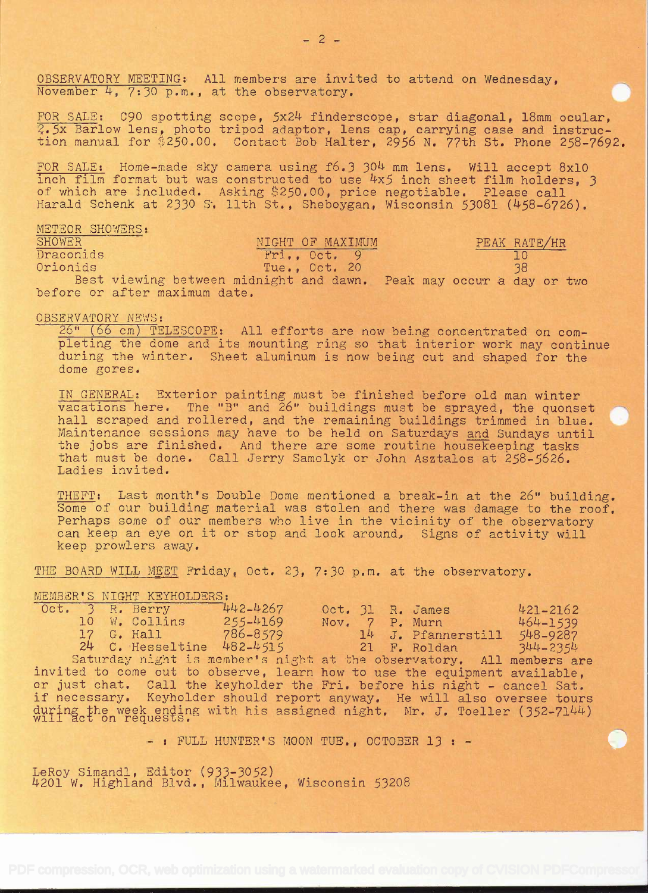OBSERVATORY MEETING: All members are invited to attend on Wednesday, November 4, 7:30 p.m., at the observatory.

FOR SALE: C90 spotting scope, 5x24 finderscope, star diagonal, 18mm ocular, 2.5x Barlow lens, photo tripod adaptor, lens cap, carrying case and instruction manual for $250.00. Contact Bob Halter, 2956 N. 77th St. Phone 258-7692.

FOR SALE: Home-made sky camera using f6.3 304 mm lens. Will accept 8x10 inch film format but was constructed to use 4x5 inch sheet film holders, 3 of which are included. Asking $250.00, price negotiable. Please call Harald Schenk at 2330 S. 11th St., Sheboygan, Wisconsin 53081 (458-6726).

METEOR SHOWERS:

| SHOWER | NIGHT OF MAXIMUM | PEAK RATE/HR |
|---|---|---|
| Draconids | Fri., Oct. 9 | 10 |
| Orionids | Tue., Oct. 20 | 38 |

Best viewing between midnight and dawn. Peak may occur a day or two before or after maximum date.

OBSERVATORY NEWS:

26" (66 cm) TELESCOPE: All efforts are now being concentrated on completing the dome and its mounting ring so that interior work may continue during the winter. Sheet aluminum is now being cut and shaped for the dome gores.

IN GENERAL: Exterior painting must be finished before old man winter vacations here. The "B" and 26" buildings must be sprayed, the quonset hall scraped and rollered, and the remaining buildings trimmed in blue. Maintenance sessions may have to be held on Saturdays and Sundays until the jobs are finished. And there are some routine housekeeping tasks that must be done. Call Jerry Samolyk or John Asztalos at 258-5626. Ladies invited.

THEFT: Last month's Double Dome mentioned a break-in at the 26" building. Some of our building material was stolen and there was damage to the roof. Perhaps some of our members who live in the vicinity of the observatory can keep an eye on it or stop and look around. Signs of activity will keep prowlers away.

THE BOARD WILL MEET Friday, Oct. 23, 7:30 p.m. at the observatory.

MEMBER'S NIGHT KEYHOLDERS:

| | | | | | |
|---|---|---|---|---|---|
| Oct. 3 | R. Berry | 442-4267 | Oct. 31 | R. James | 421-2162 |
| 10 | W. Collins | 255-4169 | Nov. 7 | P. Murn | 464-1539 |
| 17 | G. Hall | 786-8579 | 14 | J. Pfannerstill | 548-9287 |
| 24 | C. Hesseltine | 482-4515 | 21 | F. Roldan | 344-2354 |

Saturday night is member's night at the observatory. All members are invited to come out to observe, learn how to use the equipment available, or just chat. Call the keyholder the Fri. before his night - cancel Sat. if necessary. Keyholder should report anyway. He will also oversee tours during the week ending with his assigned night. Mr. J. Toeller (352-7144) will act on requests.

- : FULL HUNTER'S MOON TUE., OCTOBER 13 : -

LeRoy Simandl, Editor (933-3052)
4201 W. Highland Blvd., Milwaukee, Wisconsin 53208